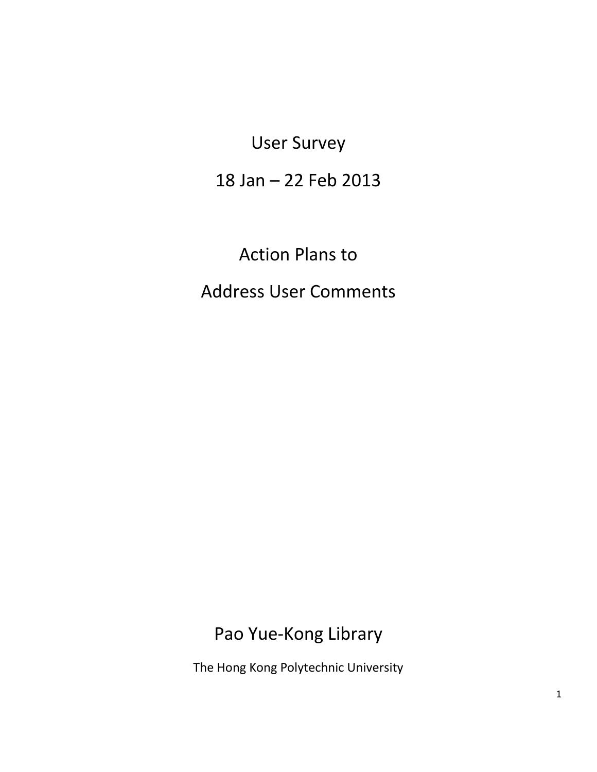# User Survey

## 18 Jan – 22 Feb 2013

# Action Plans to Address User Comments

## Pao Yue-Kong Library

The Hong Kong Polytechnic University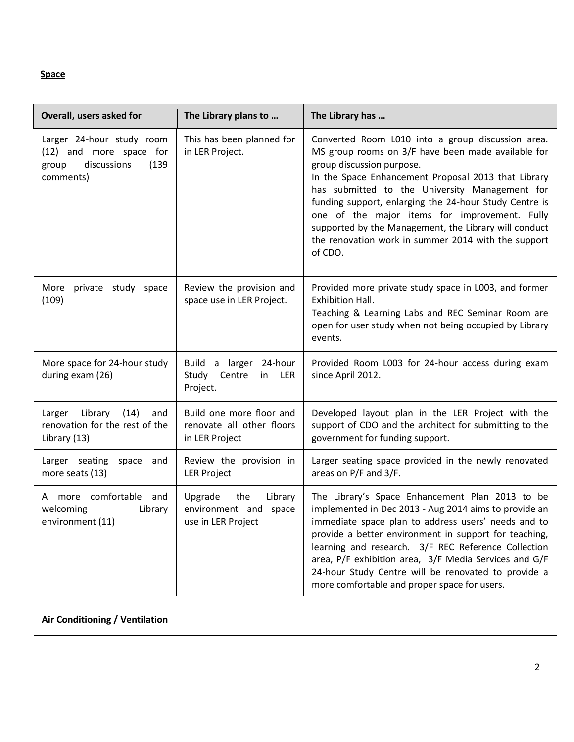**Space**

| Overall, users asked for | The Library plans to … | The Library has … |
| --- | --- | --- |
| Larger 24-hour study room (12) and more space for group discussions (139 comments) | This has been planned for in LER Project. | Converted Room L010 into a group discussion area. MS group rooms on 3/F have been made available for group discussion purpose.<br>In the Space Enhancement Proposal 2013 that Library has submitted to the University Management for funding support, enlarging the 24-hour Study Centre is one of the major items for improvement. Fully supported by the Management, the Library will conduct the renovation work in summer 2014 with the support of CDO. |
| More private study space (109) | Review the provision and space use in LER Project. | Provided more private study space in L003, and former Exhibition Hall.<br>Teaching & Learning Labs and REC Seminar Room are open for user study when not being occupied by Library events. |
| More space for 24-hour study during exam (26) | Build a larger 24-hour Study Centre in LER Project. | Provided Room L003 for 24-hour access during exam since April 2012. |
| Larger Library (14) and renovation for the rest of the Library (13) | Build one more floor and renovate all other floors in LER Project | Developed layout plan in the LER Project with the support of CDO and the architect for submitting to the government for funding support. |
| Larger seating space and more seats (13) | Review the provision in LER Project | Larger seating space provided in the newly renovated areas on P/F and 3/F. |
| A more comfortable and welcoming Library environment (11) | Upgrade the Library environment and space use in LER Project | The Library's Space Enhancement Plan 2013 to be implemented in Dec 2013 - Aug 2014 aims to provide an immediate space plan to address users' needs and to provide a better environment in support for teaching, learning and research. 3/F REC Reference Collection area, P/F exhibition area, 3/F Media Services and G/F 24-hour Study Centre will be renovated to provide a more comfortable and proper space for users. |
| **Air Conditioning / Ventilation** | | |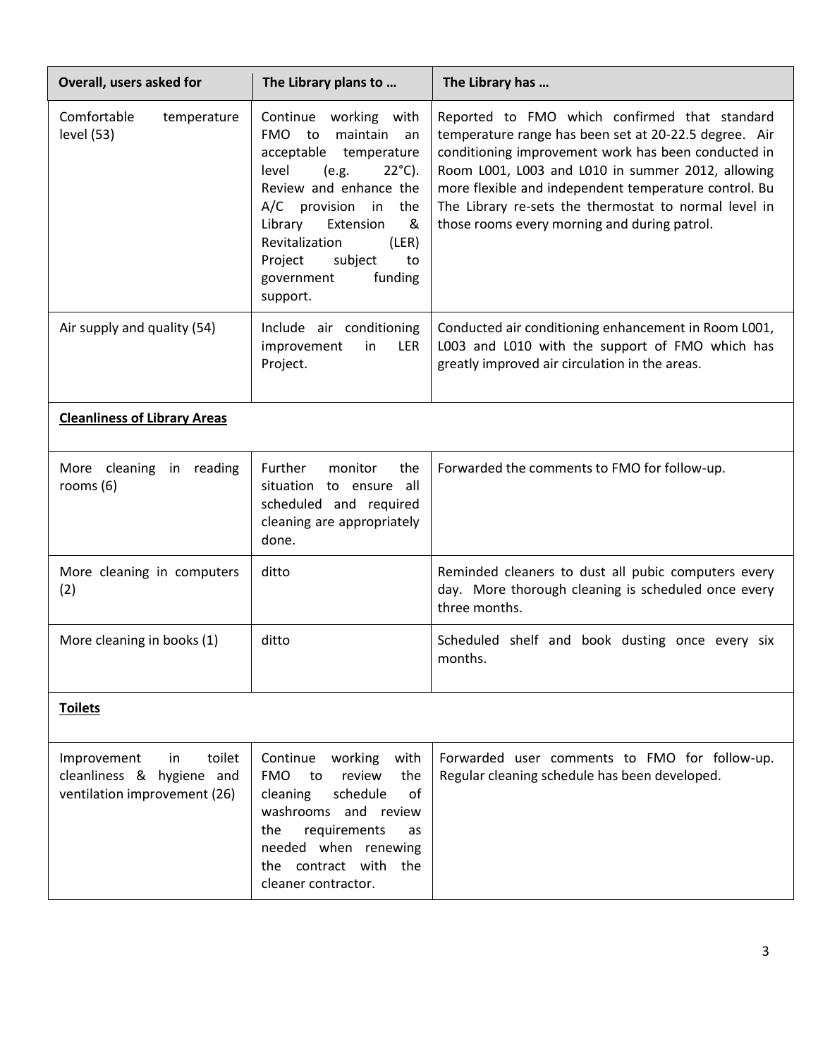| Overall, users asked for | The Library plans to … | The Library has … |
| --- | --- | --- |
| Comfortable temperature level (53) | Continue working with FMO to maintain an acceptable temperature level (e.g. 22°C). Review and enhance the A/C provision in the Library Extension & Revitalization (LER) Project subject to government funding support. | Reported to FMO which confirmed that standard temperature range has been set at 20-22.5 degree. Air conditioning improvement work has been conducted in Room L001, L003 and L010 in summer 2012, allowing more flexible and independent temperature control. Bu The Library re-sets the thermostat to normal level in those rooms every morning and during patrol. |
| Air supply and quality (54) | Include air conditioning improvement in LER Project. | Conducted air conditioning enhancement in Room L001, L003 and L010 with the support of FMO which has greatly improved air circulation in the areas. |
| **Cleanliness of Library Areas** | | |
| More cleaning in reading rooms (6) | Further monitor the situation to ensure all scheduled and required cleaning are appropriately done. | Forwarded the comments to FMO for follow-up. |
| More cleaning in computers (2) | ditto | Reminded cleaners to dust all pubic computers every day. More thorough cleaning is scheduled once every three months. |
| More cleaning in books (1) | ditto | Scheduled shelf and book dusting once every six months. |
| **Toilets** | | |
| Improvement in toilet cleanliness & hygiene and ventilation improvement (26) | Continue working with FMO to review the cleaning schedule of washrooms and review the requirements as needed when renewing the contract with the cleaner contractor. | Forwarded user comments to FMO for follow-up. Regular cleaning schedule has been developed. |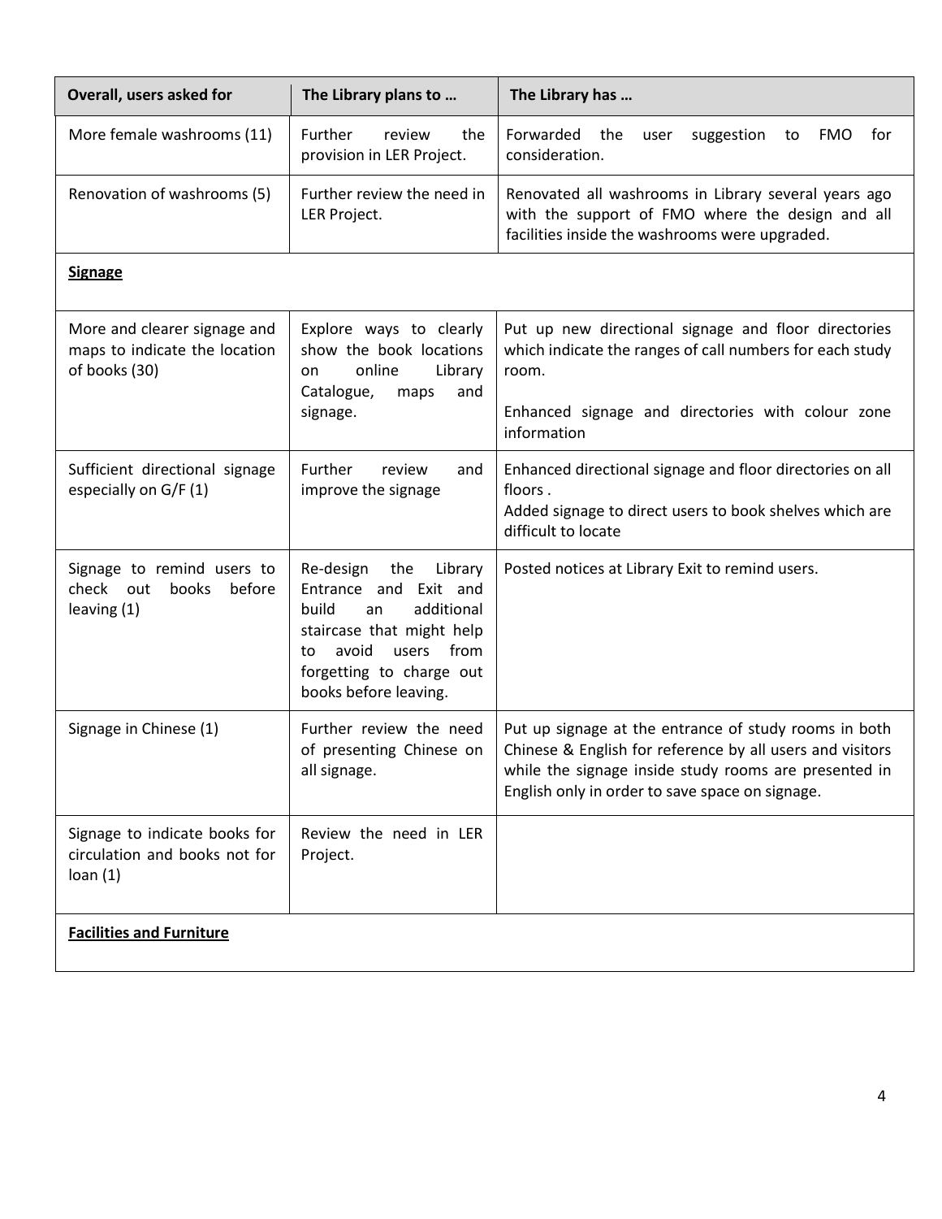| Overall, users asked for | The Library plans to … | The Library has … |
|---|---|---|
| More female washrooms (11) | Further review the provision in LER Project. | Forwarded the user suggestion to FMO for consideration. |
| Renovation of washrooms (5) | Further review the need in LER Project. | Renovated all washrooms in Library several years ago with the support of FMO where the design and all facilities inside the washrooms were upgraded. |
| **<u>Signage</u>** | | |
| More and clearer signage and maps to indicate the location of books (30) | Explore ways to clearly show the book locations on online Library Catalogue, maps and signage. | Put up new directional signage and floor directories which indicate the ranges of call numbers for each study room.<br><br>Enhanced signage and directories with colour zone information |
| Sufficient directional signage especially on G/F (1) | Further review and improve the signage | Enhanced directional signage and floor directories on all floors .<br>Added signage to direct users to book shelves which are difficult to locate |
| Signage to remind users to check out books before leaving (1) | Re-design the Library Entrance and Exit and build an additional staircase that might help to avoid users from forgetting to charge out books before leaving. | Posted notices at Library Exit to remind users. |
| Signage in Chinese (1) | Further review the need of presenting Chinese on all signage. | Put up signage at the entrance of study rooms in both Chinese & English for reference by all users and visitors while the signage inside study rooms are presented in English only in order to save space on signage. |
| Signage to indicate books for circulation and books not for loan (1) | Review the need in LER Project. | |
| **<u>Facilities and Furniture</u>** | | |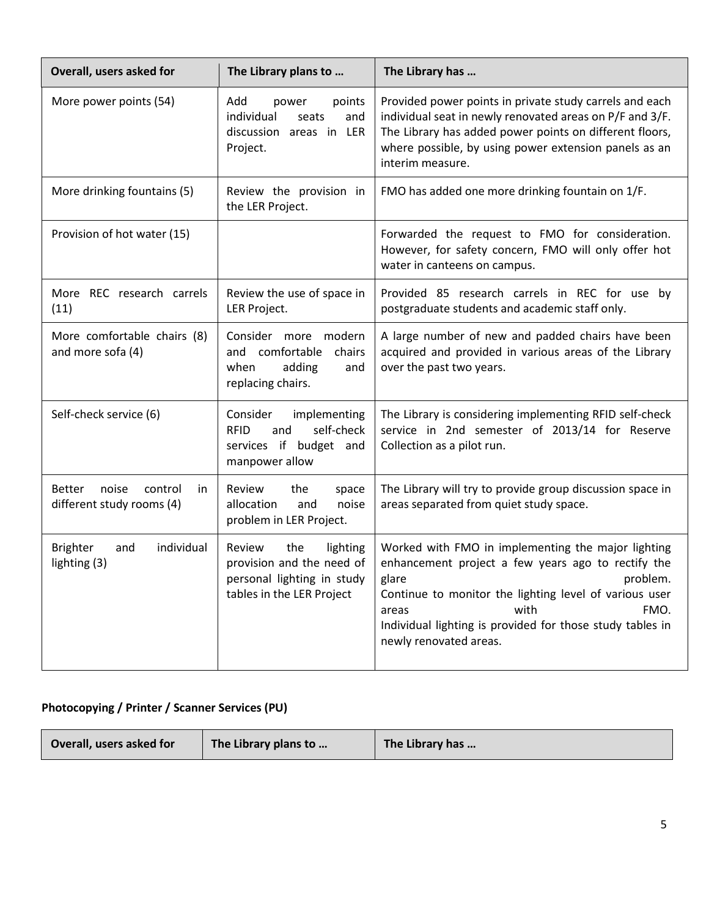| Overall, users asked for | The Library plans to … | The Library has … |
|---|---|---|
| More power points (54) | Add power points individual seats and discussion areas in LER Project. | Provided power points in private study carrels and each individual seat in newly renovated areas on P/F and 3/F. The Library has added power points on different floors, where possible, by using power extension panels as an interim measure. |
| More drinking fountains (5) | Review the provision in the LER Project. | FMO has added one more drinking fountain on 1/F. |
| Provision of hot water (15) | | Forwarded the request to FMO for consideration. However, for safety concern, FMO will only offer hot water in canteens on campus. |
| More REC research carrels (11) | Review the use of space in LER Project. | Provided 85 research carrels in REC for use by postgraduate students and academic staff only. |
| More comfortable chairs (8) and more sofa (4) | Consider more modern and comfortable chairs when adding and replacing chairs. | A large number of new and padded chairs have been acquired and provided in various areas of the Library over the past two years. |
| Self-check service (6) | Consider implementing RFID and self-check services if budget and manpower allow | The Library is considering implementing RFID self-check service in 2nd semester of 2013/14 for Reserve Collection as a pilot run. |
| Better noise control in different study rooms (4) | Review the space allocation and noise problem in LER Project. | The Library will try to provide group discussion space in areas separated from quiet study space. |
| Brighter and individual lighting (3) | Review the lighting provision and the need of personal lighting in study tables in the LER Project | Worked with FMO in implementing the major lighting enhancement project a few years ago to rectify the glare problem. Continue to monitor the lighting level of various user areas with FMO. Individual lighting is provided for those study tables in newly renovated areas. |

**Photocopying / Printer / Scanner Services (PU)**

| Overall, users asked for | The Library plans to … | The Library has … |
|---|---|---|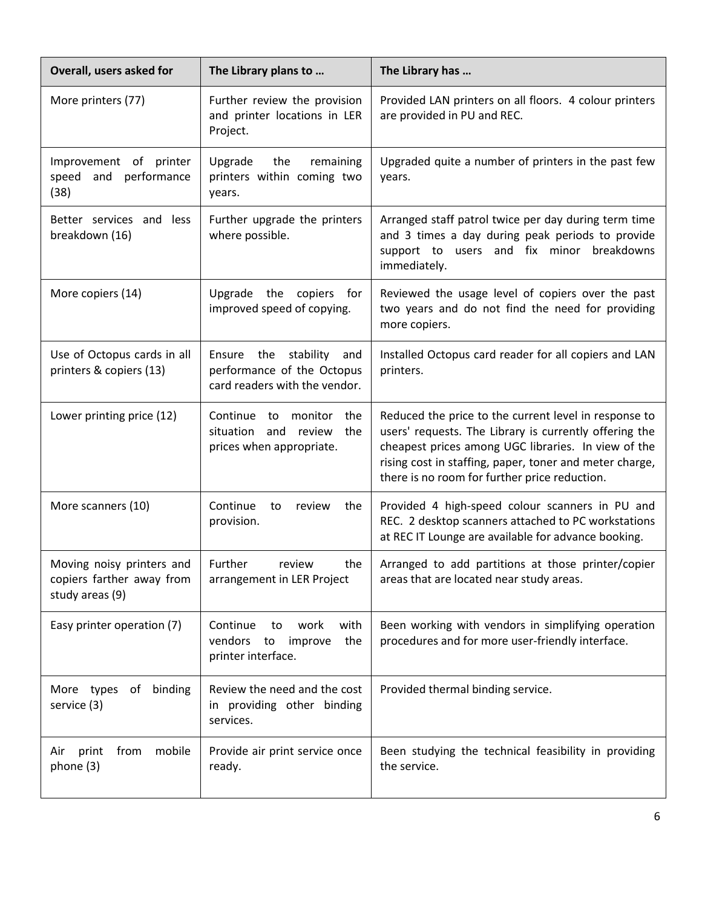| Overall, users asked for | The Library plans to … | The Library has … |
|---|---|---|
| More printers (77) | Further review the provision and printer locations in LER Project. | Provided LAN printers on all floors. 4 colour printers are provided in PU and REC. |
| Improvement of printer speed and performance (38) | Upgrade the remaining printers within coming two years. | Upgraded quite a number of printers in the past few years. |
| Better services and less breakdown (16) | Further upgrade the printers where possible. | Arranged staff patrol twice per day during term time and 3 times a day during peak periods to provide support to users and fix minor breakdowns immediately. |
| More copiers (14) | Upgrade the copiers for improved speed of copying. | Reviewed the usage level of copiers over the past two years and do not find the need for providing more copiers. |
| Use of Octopus cards in all printers & copiers (13) | Ensure the stability and performance of the Octopus card readers with the vendor. | Installed Octopus card reader for all copiers and LAN printers. |
| Lower printing price (12) | Continue to monitor the situation and review the prices when appropriate. | Reduced the price to the current level in response to users' requests. The Library is currently offering the cheapest prices among UGC libraries. In view of the rising cost in staffing, paper, toner and meter charge, there is no room for further price reduction. |
| More scanners (10) | Continue to review the provision. | Provided 4 high-speed colour scanners in PU and REC. 2 desktop scanners attached to PC workstations at REC IT Lounge are available for advance booking. |
| Moving noisy printers and copiers farther away from study areas (9) | Further review the arrangement in LER Project | Arranged to add partitions at those printer/copier areas that are located near study areas. |
| Easy printer operation (7) | Continue to work with vendors to improve the printer interface. | Been working with vendors in simplifying operation procedures and for more user-friendly interface. |
| More types of binding service (3) | Review the need and the cost in providing other binding services. | Provided thermal binding service. |
| Air print from mobile phone (3) | Provide air print service once ready. | Been studying the technical feasibility in providing the service. |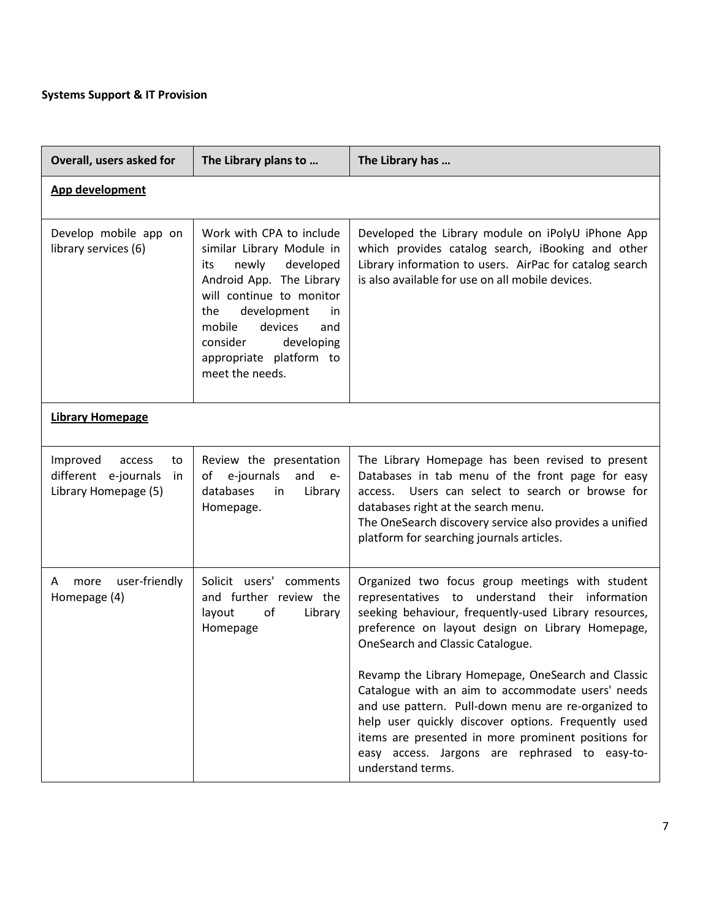**Systems Support & IT Provision**

| Overall, users asked for | The Library plans to … | The Library has … |
|---|---|---|
| **App development** | | |
| Develop mobile app on library services (6) | Work with CPA to include similar Library Module in its newly developed Android App. The Library will continue to monitor the development in mobile devices and consider developing appropriate platform to meet the needs. | Developed the Library module on iPolyU iPhone App which provides catalog search, iBooking and other Library information to users. AirPac for catalog search is also available for use on all mobile devices. |
| **Library Homepage** | | |
| Improved access to different e-journals in Library Homepage (5) | Review the presentation of e-journals and e-databases in Library Homepage. | The Library Homepage has been revised to present Databases in tab menu of the front page for easy access. Users can select to search or browse for databases right at the search menu.<br>The OneSearch discovery service also provides a unified platform for searching journals articles. |
| A more user-friendly Homepage (4) | Solicit users' comments and further review the layout of Library Homepage | Organized two focus group meetings with student representatives to understand their information seeking behaviour, frequently-used Library resources, preference on layout design on Library Homepage, OneSearch and Classic Catalogue.<br><br>Revamp the Library Homepage, OneSearch and Classic Catalogue with an aim to accommodate users' needs and use pattern. Pull-down menu are re-organized to help user quickly discover options. Frequently used items are presented in more prominent positions for easy access. Jargons are rephrased to easy-to-understand terms. |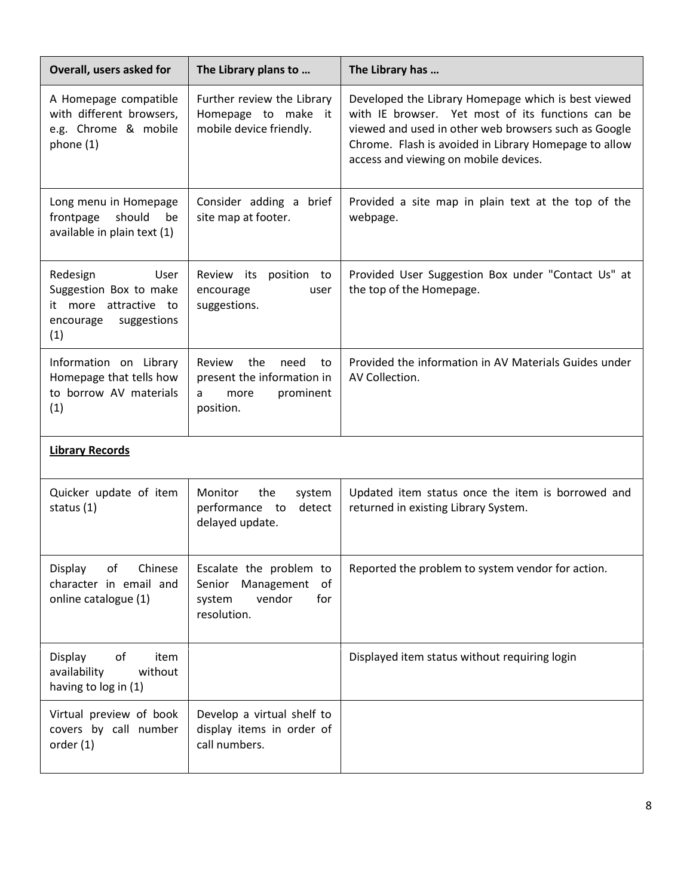| Overall, users asked for | The Library plans to … | The Library has … |
| --- | --- | --- |
| A Homepage compatible with different browsers, e.g. Chrome & mobile phone (1) | Further review the Library Homepage to make it mobile device friendly. | Developed the Library Homepage which is best viewed with IE browser. Yet most of its functions can be viewed and used in other web browsers such as Google Chrome. Flash is avoided in Library Homepage to allow access and viewing on mobile devices. |
| Long menu in Homepage frontpage should be available in plain text (1) | Consider adding a brief site map at footer. | Provided a site map in plain text at the top of the webpage. |
| Redesign User Suggestion Box to make it more attractive to encourage suggestions (1) | Review its position to encourage user suggestions. | Provided User Suggestion Box under "Contact Us" at the top of the Homepage. |
| Information on Library Homepage that tells how to borrow AV materials (1) | Review the need to present the information in a more prominent position. | Provided the information in AV Materials Guides under AV Collection. |
| **Library Records** | | |
| Quicker update of item status (1) | Monitor the system performance to detect delayed update. | Updated item status once the item is borrowed and returned in existing Library System. |
| Display of Chinese character in email and online catalogue (1) | Escalate the problem to Senior Management of system vendor for resolution. | Reported the problem to system vendor for action. |
| Display of item availability without having to log in (1) | | Displayed item status without requiring login |
| Virtual preview of book covers by call number order (1) | Develop a virtual shelf to display items in order of call numbers. | |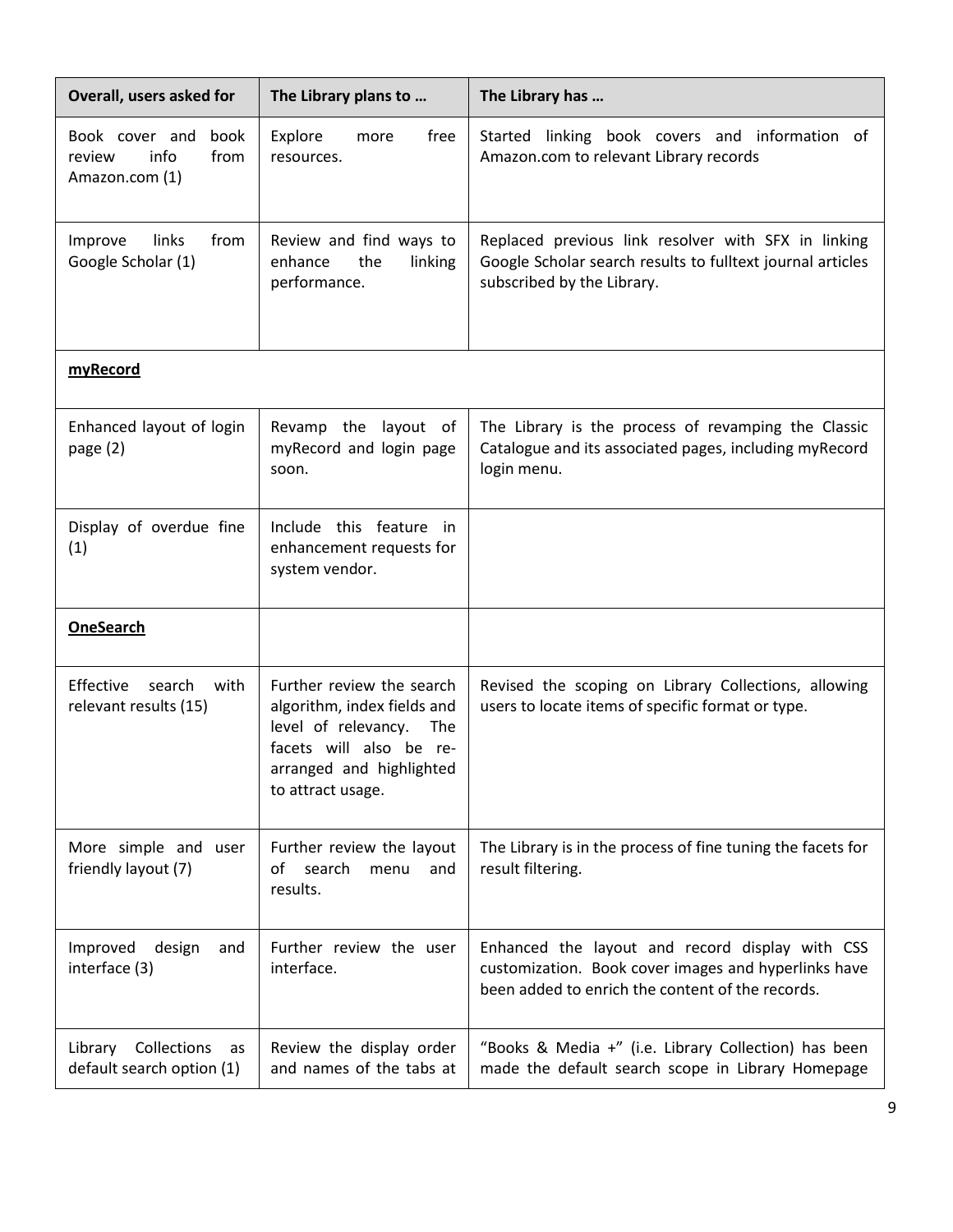| Overall, users asked for | The Library plans to … | The Library has … |
|---|---|---|
| Book cover and book review info from Amazon.com (1) | Explore more free resources. | Started linking book covers and information of Amazon.com to relevant Library records |
| Improve links from Google Scholar (1) | Review and find ways to enhance the linking performance. | Replaced previous link resolver with SFX in linking Google Scholar search results to fulltext journal articles subscribed by the Library. |
| **myRecord** | | |
| Enhanced layout of login page (2) | Revamp the layout of myRecord and login page soon. | The Library is the process of revamping the Classic Catalogue and its associated pages, including myRecord login menu. |
| Display of overdue fine (1) | Include this feature in enhancement requests for system vendor. | |
| **OneSearch** | | |
| Effective search with relevant results (15) | Further review the search algorithm, index fields and level of relevancy. The facets will also be re-arranged and highlighted to attract usage. | Revised the scoping on Library Collections, allowing users to locate items of specific format or type. |
| More simple and user friendly layout (7) | Further review the layout of search menu and results. | The Library is in the process of fine tuning the facets for result filtering. |
| Improved design and interface (3) | Further review the user interface. | Enhanced the layout and record display with CSS customization. Book cover images and hyperlinks have been added to enrich the content of the records. |
| Library Collections as default search option (1) | Review the display order and names of the tabs at | "Books & Media +" (i.e. Library Collection) has been made the default search scope in Library Homepage |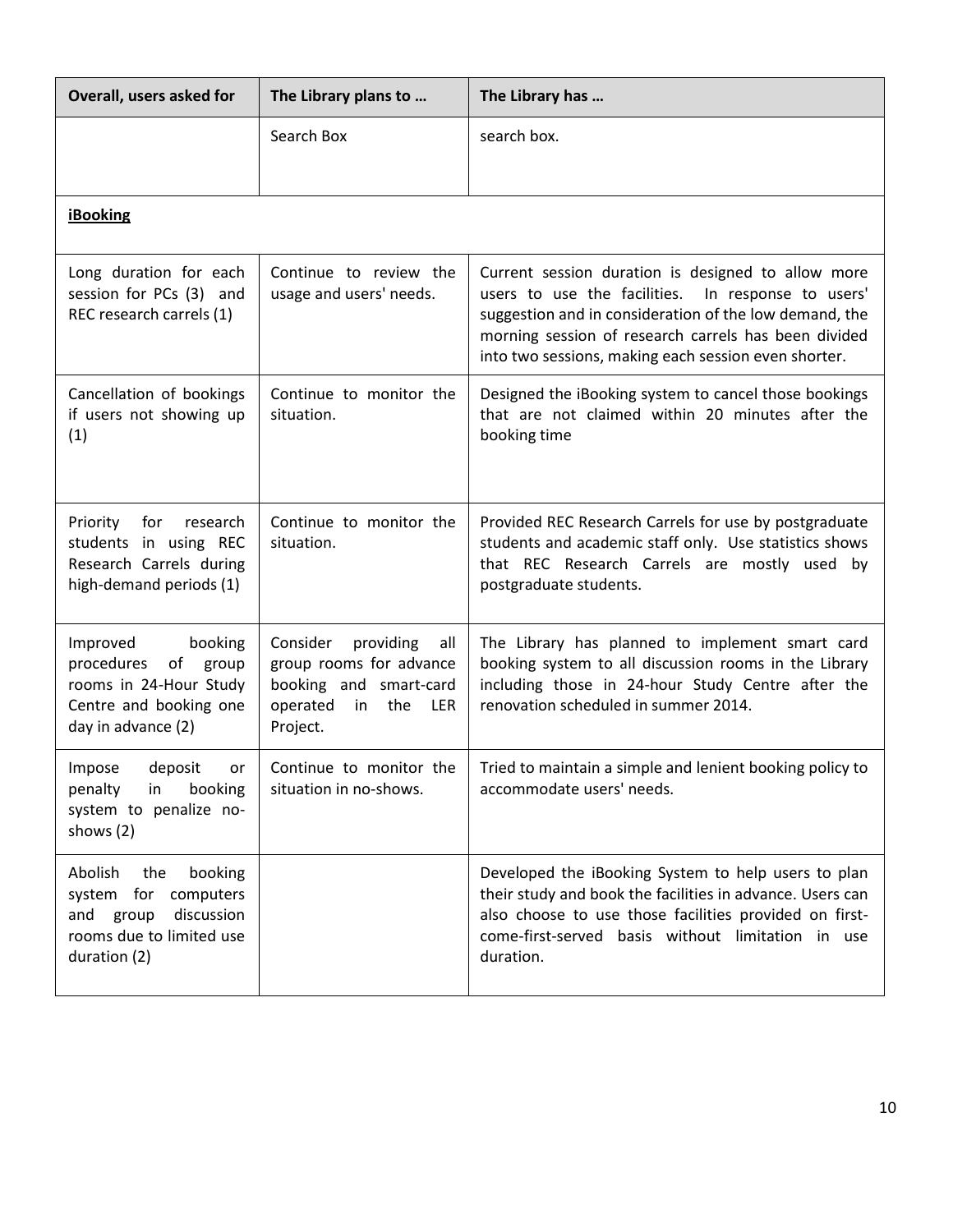| Overall, users asked for | The Library plans to … | The Library has … |
| --- | --- | --- |
| | Search Box | search box. |
| **iBooking** | | |
| Long duration for each session for PCs (3) and REC research carrels (1) | Continue to review the usage and users' needs. | Current session duration is designed to allow more users to use the facilities. In response to users' suggestion and in consideration of the low demand, the morning session of research carrels has been divided into two sessions, making each session even shorter. |
| Cancellation of bookings if users not showing up (1) | Continue to monitor the situation. | Designed the iBooking system to cancel those bookings that are not claimed within 20 minutes after the booking time |
| Priority for research students in using REC Research Carrels during high-demand periods (1) | Continue to monitor the situation. | Provided REC Research Carrels for use by postgraduate students and academic staff only. Use statistics shows that REC Research Carrels are mostly used by postgraduate students. |
| Improved booking procedures of group rooms in 24-Hour Study Centre and booking one day in advance (2) | Consider providing all group rooms for advance booking and smart-card operated in the LER Project. | The Library has planned to implement smart card booking system to all discussion rooms in the Library including those in 24-hour Study Centre after the renovation scheduled in summer 2014. |
| Impose deposit or penalty in booking system to penalize no-shows (2) | Continue to monitor the situation in no-shows. | Tried to maintain a simple and lenient booking policy to accommodate users' needs. |
| Abolish the booking system for computers and group discussion rooms due to limited use duration (2) | | Developed the iBooking System to help users to plan their study and book the facilities in advance. Users can also choose to use those facilities provided on first-come-first-served basis without limitation in use duration. |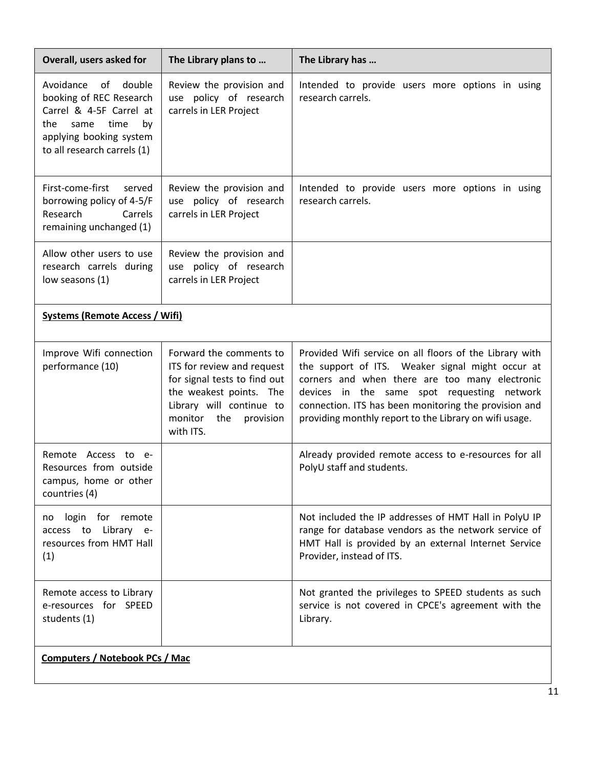| Overall, users asked for | The Library plans to … | The Library has … |
| --- | --- | --- |
| Avoidance of double booking of REC Research Carrel & 4-5F Carrel at the same time by applying booking system to all research carrels (1) | Review the provision and use policy of research carrels in LER Project | Intended to provide users more options in using research carrels. |
| First-come-first served borrowing policy of 4-5/F Research Carrels remaining unchanged (1) | Review the provision and use policy of research carrels in LER Project | Intended to provide users more options in using research carrels. |
| Allow other users to use research carrels during low seasons (1) | Review the provision and use policy of research carrels in LER Project | |
| **Systems (Remote Access / Wifi)** | | |
| Improve Wifi connection performance (10) | Forward the comments to ITS for review and request for signal tests to find out the weakest points. The Library will continue to monitor the provision with ITS. | Provided Wifi service on all floors of the Library with the support of ITS. Weaker signal might occur at corners and when there are too many electronic devices in the same spot requesting network connection. ITS has been monitoring the provision and providing monthly report to the Library on wifi usage. |
| Remote Access to e-Resources from outside campus, home or other countries (4) | | Already provided remote access to e-resources for all PolyU staff and students. |
| no login for remote access to Library e-resources from HMT Hall (1) | | Not included the IP addresses of HMT Hall in PolyU IP range for database vendors as the network service of HMT Hall is provided by an external Internet Service Provider, instead of ITS. |
| Remote access to Library e-resources for SPEED students (1) | | Not granted the privileges to SPEED students as such service is not covered in CPCE's agreement with the Library. |
| **Computers / Notebook PCs / Mac** | | |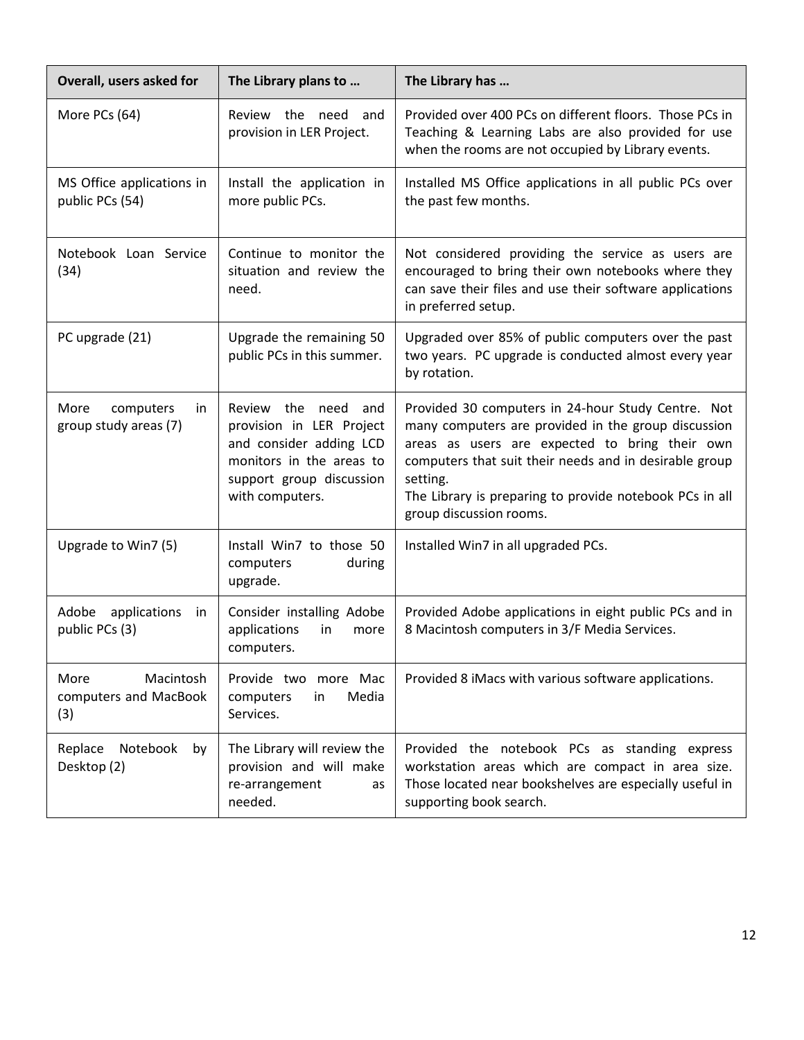| Overall, users asked for | The Library plans to … | The Library has … |
|---|---|---|
| More PCs (64) | Review the need and provision in LER Project. | Provided over 400 PCs on different floors. Those PCs in Teaching & Learning Labs are also provided for use when the rooms are not occupied by Library events. |
| MS Office applications in public PCs (54) | Install the application in more public PCs. | Installed MS Office applications in all public PCs over the past few months. |
| Notebook Loan Service (34) | Continue to monitor the situation and review the need. | Not considered providing the service as users are encouraged to bring their own notebooks where they can save their files and use their software applications in preferred setup. |
| PC upgrade (21) | Upgrade the remaining 50 public PCs in this summer. | Upgraded over 85% of public computers over the past two years. PC upgrade is conducted almost every year by rotation. |
| More computers in group study areas (7) | Review the need and provision in LER Project and consider adding LCD monitors in the areas to support group discussion with computers. | Provided 30 computers in 24-hour Study Centre. Not many computers are provided in the group discussion areas as users are expected to bring their own computers that suit their needs and in desirable group setting.<br>The Library is preparing to provide notebook PCs in all group discussion rooms. |
| Upgrade to Win7 (5) | Install Win7 to those 50 computers during upgrade. | Installed Win7 in all upgraded PCs. |
| Adobe applications in public PCs (3) | Consider installing Adobe applications in more computers. | Provided Adobe applications in eight public PCs and in 8 Macintosh computers in 3/F Media Services. |
| More Macintosh computers and MacBook (3) | Provide two more Mac computers in Media Services. | Provided 8 iMacs with various software applications. |
| Replace Notebook by Desktop (2) | The Library will review the provision and will make re-arrangement as needed. | Provided the notebook PCs as standing express workstation areas which are compact in area size. Those located near bookshelves are especially useful in supporting book search. |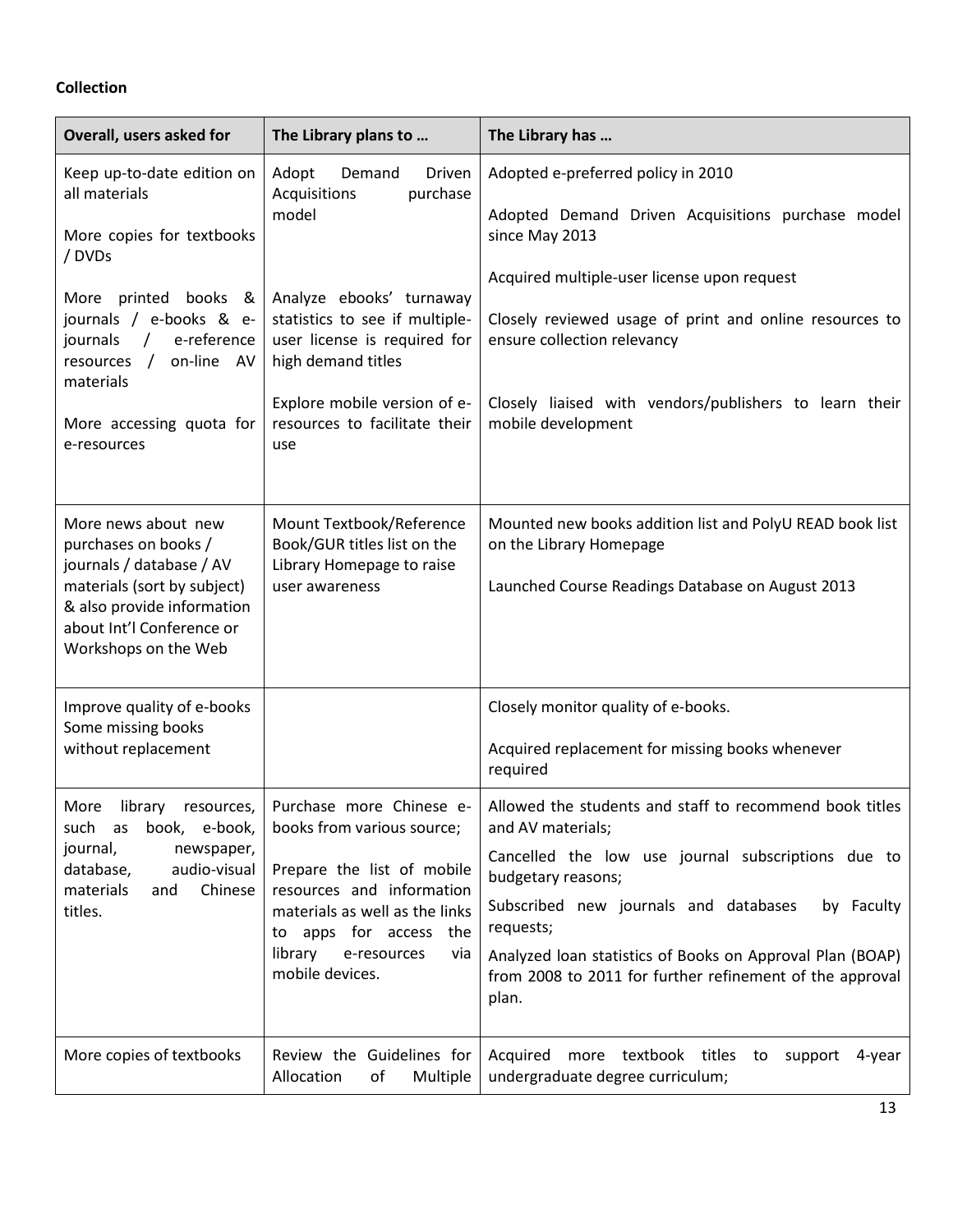**Collection**

| Overall, users asked for | The Library plans to … | The Library has … |
|---|---|---|
| Keep up-to-date edition on all materials<br><br>More copies for textbooks / DVDs<br><br>More printed books & journals / e-books & e-journals / e-reference resources / on-line AV materials<br><br>More accessing quota for e-resources | Adopt Demand Driven Acquisitions purchase model<br><br>Analyze ebooks' turnaway statistics to see if multiple-user license is required for high demand titles<br><br>Explore mobile version of e-resources to facilitate their use | Adopted e-preferred policy in 2010<br><br>Adopted Demand Driven Acquisitions purchase model since May 2013<br><br>Acquired multiple-user license upon request<br><br>Closely reviewed usage of print and online resources to ensure collection relevancy<br><br>Closely liaised with vendors/publishers to learn their mobile development |
| More news about new purchases on books / journals / database / AV materials (sort by subject) & also provide information about Int'l Conference or Workshops on the Web | Mount Textbook/Reference Book/GUR titles list on the Library Homepage to raise user awareness | Mounted new books addition list and PolyU READ book list on the Library Homepage<br><br>Launched Course Readings Database on August 2013 |
| Improve quality of e-books<br>Some missing books without replacement | | Closely monitor quality of e-books.<br><br>Acquired replacement for missing books whenever required |
| More library resources, such as book, e-book, journal, newspaper, database, audio-visual materials and Chinese titles. | Purchase more Chinese e-books from various source;<br><br>Prepare the list of mobile resources and information materials as well as the links to apps for access the library e-resources via mobile devices. | Allowed the students and staff to recommend book titles and AV materials;<br><br>Cancelled the low use journal subscriptions due to budgetary reasons;<br><br>Subscribed new journals and databases by Faculty requests;<br><br>Analyzed loan statistics of Books on Approval Plan (BOAP) from 2008 to 2011 for further refinement of the approval plan. |
| More copies of textbooks | Review the Guidelines for Allocation of Multiple | Acquired more textbook titles to support 4-year undergraduate degree curriculum; |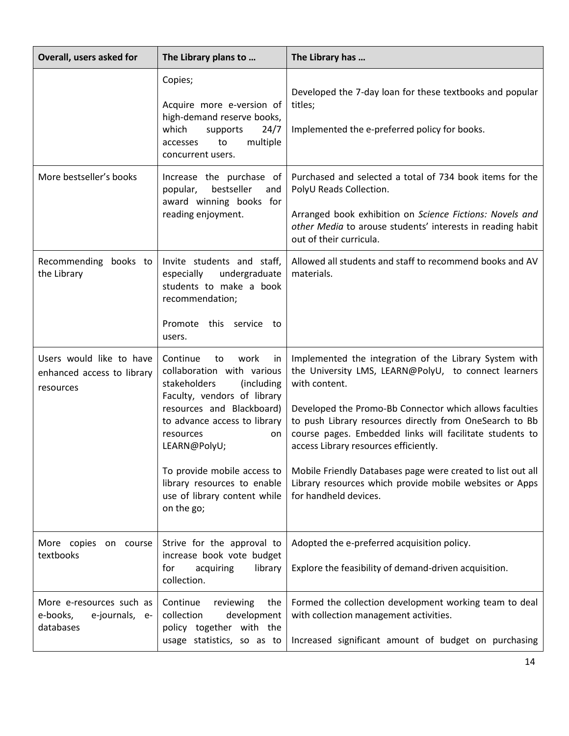| Overall, users asked for | The Library plans to … | The Library has … |
| --- | --- | --- |
| | Copies;<br><br>Acquire more e-version of high-demand reserve books, which supports 24/7 accesses to multiple concurrent users. | Developed the 7-day loan for these textbooks and popular titles;<br><br>Implemented the e-preferred policy for books. |
| More bestseller's books | Increase the purchase of popular, bestseller and award winning books for reading enjoyment. | Purchased and selected a total of 734 book items for the PolyU Reads Collection.<br><br>Arranged book exhibition on *Science Fictions: Novels and other Media* to arouse students' interests in reading habit out of their curricula. |
| Recommending books to the Library | Invite students and staff, especially undergraduate students to make a book recommendation;<br><br>Promote this service to users. | Allowed all students and staff to recommend books and AV materials. |
| Users would like to have enhanced access to library resources | Continue to work in collaboration with various stakeholders (including Faculty, vendors of library resources and Blackboard) to advance access to library resources on LEARN@PolyU;<br><br>To provide mobile access to library resources to enable use of library content while on the go; | Implemented the integration of the Library System with the University LMS, LEARN@PolyU, to connect learners with content.<br><br>Developed the Promo-Bb Connector which allows faculties to push Library resources directly from OneSearch to Bb course pages. Embedded links will facilitate students to access Library resources efficiently.<br><br>Mobile Friendly Databases page were created to list out all Library resources which provide mobile websites or Apps for handheld devices. |
| More copies on course textbooks | Strive for the approval to increase book vote budget for acquiring library collection. | Adopted the e-preferred acquisition policy.<br><br>Explore the feasibility of demand-driven acquisition. |
| More e-resources such as e-books, e-journals, e-databases | Continue reviewing the collection development policy together with the usage statistics, so as to | Formed the collection development working team to deal with collection management activities.<br><br>Increased significant amount of budget on purchasing |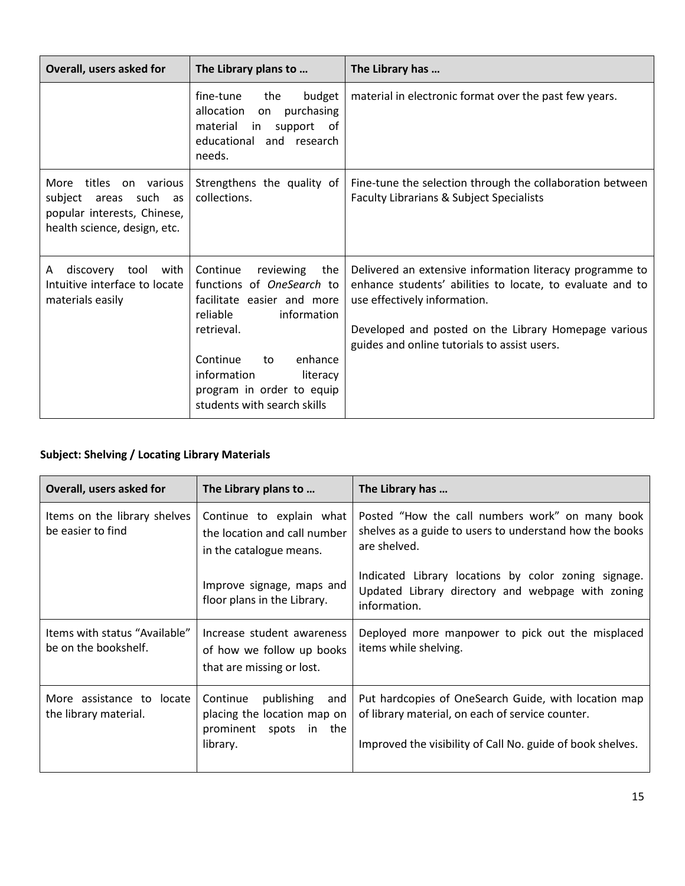| Overall, users asked for | The Library plans to … | The Library has … |
| --- | --- | --- |
| | fine-tune the budget allocation on purchasing material in support of educational and research needs. | material in electronic format over the past few years. |
| More titles on various subject areas such as popular interests, Chinese, health science, design, etc. | Strengthens the quality of collections. | Fine-tune the selection through the collaboration between Faculty Librarians & Subject Specialists |
| A discovery tool with Intuitive interface to locate materials easily | Continue reviewing the functions of *OneSearch* to facilitate easier and more reliable information retrieval.<br><br>Continue to enhance information literacy program in order to equip students with search skills | Delivered an extensive information literacy programme to enhance students' abilities to locate, to evaluate and to use effectively information.<br><br>Developed and posted on the Library Homepage various guides and online tutorials to assist users. |

**Subject: Shelving / Locating Library Materials**

| Overall, users asked for | The Library plans to … | The Library has … |
| --- | --- | --- |
| Items on the library shelves be easier to find | Continue to explain what the location and call number in the catalogue means.<br><br>Improve signage, maps and floor plans in the Library. | Posted "How the call numbers work" on many book shelves as a guide to users to understand how the books are shelved.<br><br>Indicated Library locations by color zoning signage. Updated Library directory and webpage with zoning information. |
| Items with status "Available" be on the bookshelf. | Increase student awareness of how we follow up books that are missing or lost. | Deployed more manpower to pick out the misplaced items while shelving. |
| More assistance to locate the library material. | Continue publishing and placing the location map on prominent spots in the library. | Put hardcopies of OneSearch Guide, with location map of library material, on each of service counter.<br><br>Improved the visibility of Call No. guide of book shelves. |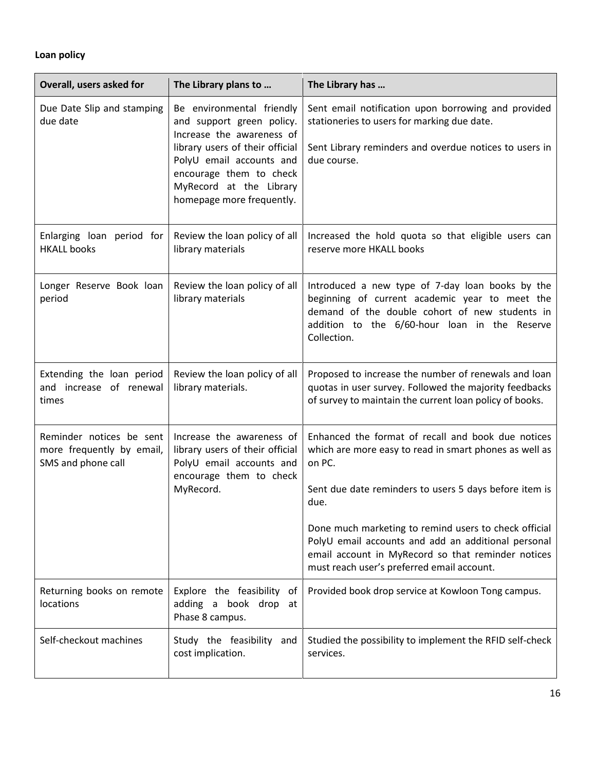**Loan policy**

| Overall, users asked for | The Library plans to … | The Library has … |
|---|---|---|
| Due Date Slip and stamping due date | Be environmental friendly and support green policy. Increase the awareness of library users of their official PolyU email accounts and encourage them to check MyRecord at the Library homepage more frequently. | Sent email notification upon borrowing and provided stationeries to users for marking due date.<br><br>Sent Library reminders and overdue notices to users in due course. |
| Enlarging loan period for HKALL books | Review the loan policy of all library materials | Increased the hold quota so that eligible users can reserve more HKALL books |
| Longer Reserve Book loan period | Review the loan policy of all library materials | Introduced a new type of 7-day loan books by the beginning of current academic year to meet the demand of the double cohort of new students in addition to the 6/60-hour loan in the Reserve Collection. |
| Extending the loan period and increase of renewal times | Review the loan policy of all library materials. | Proposed to increase the number of renewals and loan quotas in user survey. Followed the majority feedbacks of survey to maintain the current loan policy of books. |
| Reminder notices be sent more frequently by email, SMS and phone call | Increase the awareness of library users of their official PolyU email accounts and encourage them to check MyRecord. | Enhanced the format of recall and book due notices which are more easy to read in smart phones as well as on PC.<br><br>Sent due date reminders to users 5 days before item is due.<br><br>Done much marketing to remind users to check official PolyU email accounts and add an additional personal email account in MyRecord so that reminder notices must reach user's preferred email account. |
| Returning books on remote locations | Explore the feasibility of adding a book drop at Phase 8 campus. | Provided book drop service at Kowloon Tong campus. |
| Self-checkout machines | Study the feasibility and cost implication. | Studied the possibility to implement the RFID self-check services. |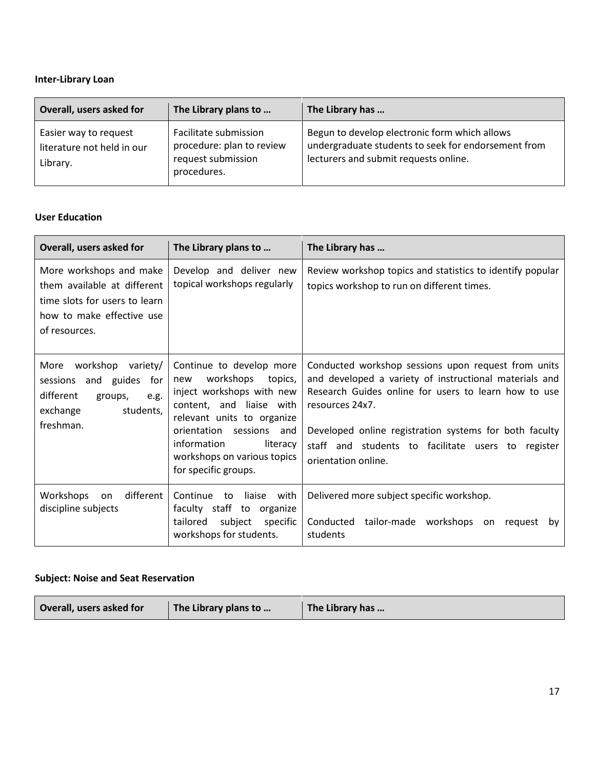**Inter-Library Loan**

| Overall, users asked for | The Library plans to … | The Library has … |
|---|---|---|
| Easier way to request literature not held in our Library. | Facilitate submission procedure: plan to review request submission procedures. | Begun to develop electronic form which allows undergraduate students to seek for endorsement from lecturers and submit requests online. |

**User Education**

| Overall, users asked for | The Library plans to … | The Library has … |
|---|---|---|
| More workshops and make them available at different time slots for users to learn how to make effective use of resources. | Develop and deliver new topical workshops regularly | Review workshop topics and statistics to identify popular topics workshop to run on different times. |
| More workshop variety/ sessions and guides for different groups, e.g. exchange students, freshman. | Continue to develop more new workshops topics, inject workshops with new content, and liaise with relevant units to organize orientation sessions and information literacy workshops on various topics for specific groups. | Conducted workshop sessions upon request from units and developed a variety of instructional materials and Research Guides online for users to learn how to use resources 24x7.<br><br>Developed online registration systems for both faculty staff and students to facilitate users to register orientation online. |
| Workshops on different discipline subjects | Continue to liaise with faculty staff to organize tailored subject specific workshops for students. | Delivered more subject specific workshop.<br><br>Conducted tailor-made workshops on request by students |

**Subject: Noise and Seat Reservation**

| Overall, users asked for | The Library plans to … | The Library has … |
|---|---|---|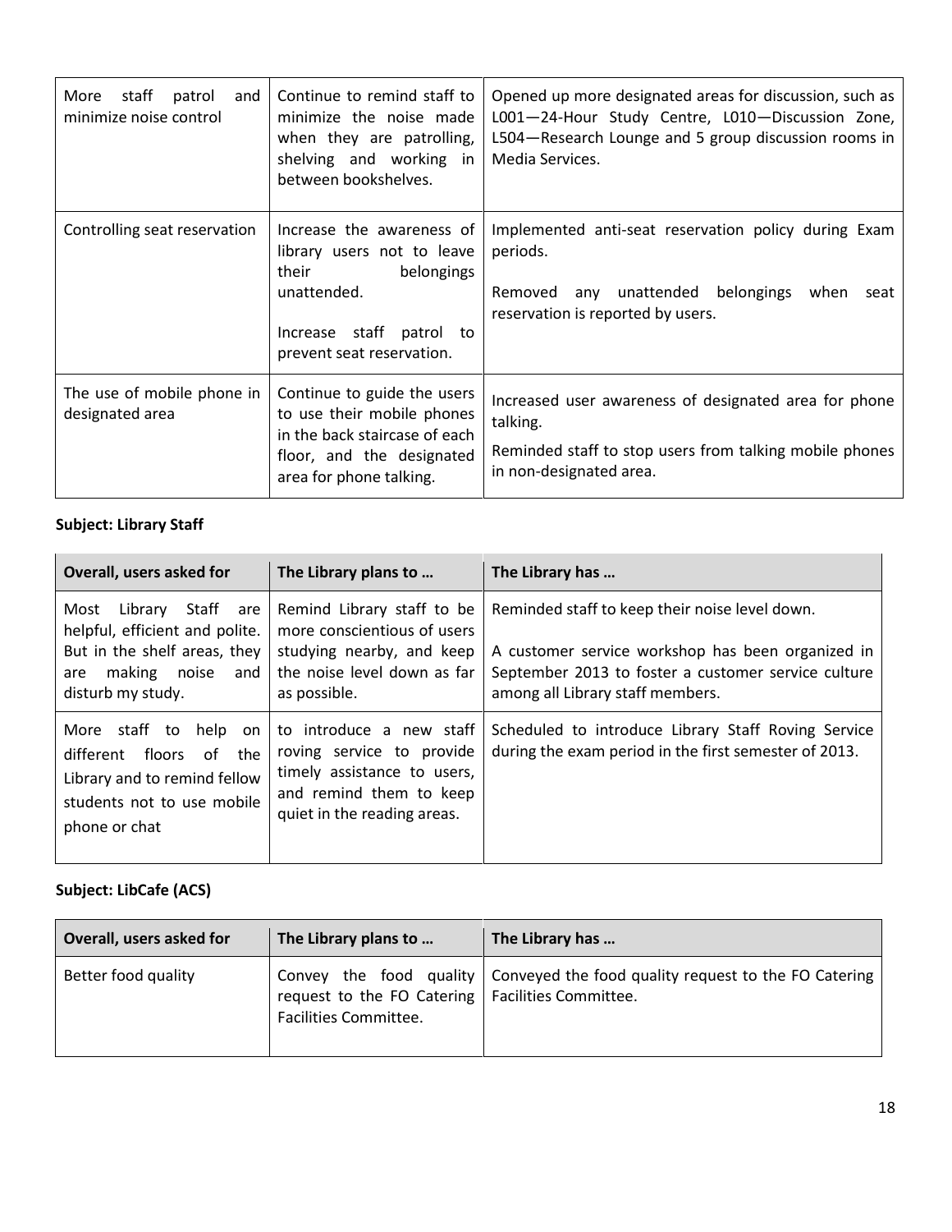| | | |
|---|---|---|
| More staff patrol and minimize noise control | Continue to remind staff to minimize the noise made when they are patrolling, shelving and working in between bookshelves. | Opened up more designated areas for discussion, such as L001—24-Hour Study Centre, L010—Discussion Zone, L504—Research Lounge and 5 group discussion rooms in Media Services. |
| Controlling seat reservation | Increase the awareness of library users not to leave their belongings unattended.<br><br>Increase staff patrol to prevent seat reservation. | Implemented anti-seat reservation policy during Exam periods.<br><br>Removed any unattended belongings when seat reservation is reported by users. |
| The use of mobile phone in designated area | Continue to guide the users to use their mobile phones in the back staircase of each floor, and the designated area for phone talking. | Increased user awareness of designated area for phone talking.<br><br>Reminded staff to stop users from talking mobile phones in non-designated area. |

**Subject: Library Staff**

| Overall, users asked for | The Library plans to … | The Library has … |
|---|---|---|
| Most Library Staff are helpful, efficient and polite. But in the shelf areas, they are making noise and disturb my study. | Remind Library staff to be more conscientious of users studying nearby, and keep the noise level down as far as possible. | Reminded staff to keep their noise level down.<br><br>A customer service workshop has been organized in September 2013 to foster a customer service culture among all Library staff members. |
| More staff to help on different floors of the Library and to remind fellow students not to use mobile phone or chat | to introduce a new staff roving service to provide timely assistance to users, and remind them to keep quiet in the reading areas. | Scheduled to introduce Library Staff Roving Service during the exam period in the first semester of 2013. |

**Subject: LibCafe (ACS)**

| Overall, users asked for | The Library plans to … | The Library has … |
|---|---|---|
| Better food quality | Convey the food quality request to the FO Catering Facilities Committee. | Conveyed the food quality request to the FO Catering Facilities Committee. |